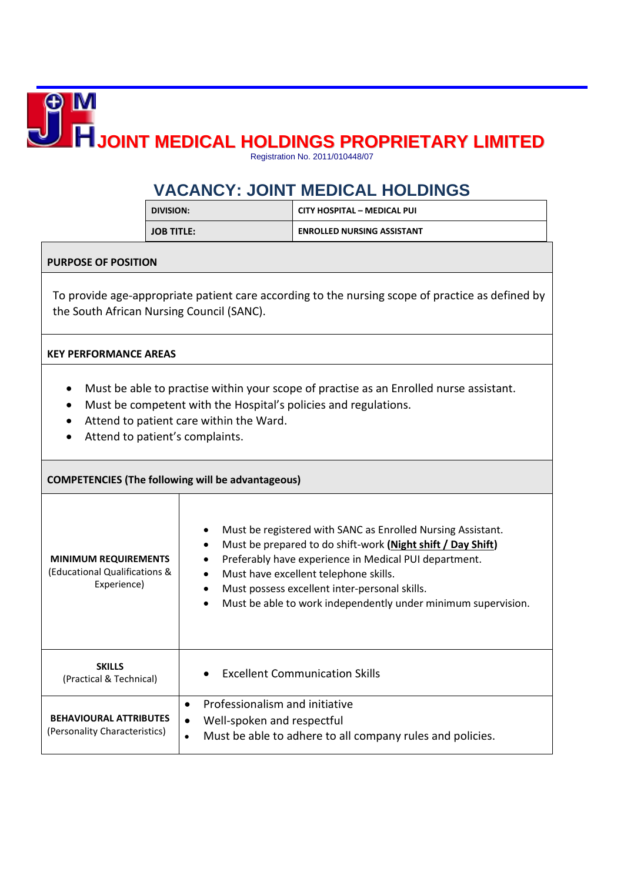# JOINT MEDICAL HOLDINGS PROPRIETARY LIMITED

Registration No. 2011/010448/07

## VACANCY: JOINT MEDICAL HOLDINGS

| DIVISION: | CITY HOSPITAL – MEDICAL PUI |
|---|---|
| JOB TITLE: | ENROLLED NURSING ASSISTANT |

**PURPOSE OF POSITION**

To provide age-appropriate patient care according to the nursing scope of practice as defined by the South African Nursing Council (SANC).

**KEY PERFORMANCE AREAS**

- Must be able to practise within your scope of practise as an Enrolled nurse assistant.
- Must be competent with the Hospital's policies and regulations.
- Attend to patient care within the Ward.
- Attend to patient's complaints.

**COMPETENCIES (The following will be advantageous)**

| | |
|---|---|
| **MINIMUM REQUIREMENTS** (Educational Qualifications & Experience) | • Must be registered with SANC as Enrolled Nursing Assistant.<br>• Must be prepared to do shift-work **(Night shift / Day Shift)**<br>• Preferably have experience in Medical PUI department.<br>• Must have excellent telephone skills.<br>• Must possess excellent inter-personal skills.<br>• Must be able to work independently under minimum supervision. |
| **SKILLS** (Practical & Technical) | • Excellent Communication Skills |
| **BEHAVIOURAL ATTRIBUTES** (Personality Characteristics) | • Professionalism and initiative<br>• Well-spoken and respectful<br>• Must be able to adhere to all company rules and policies. |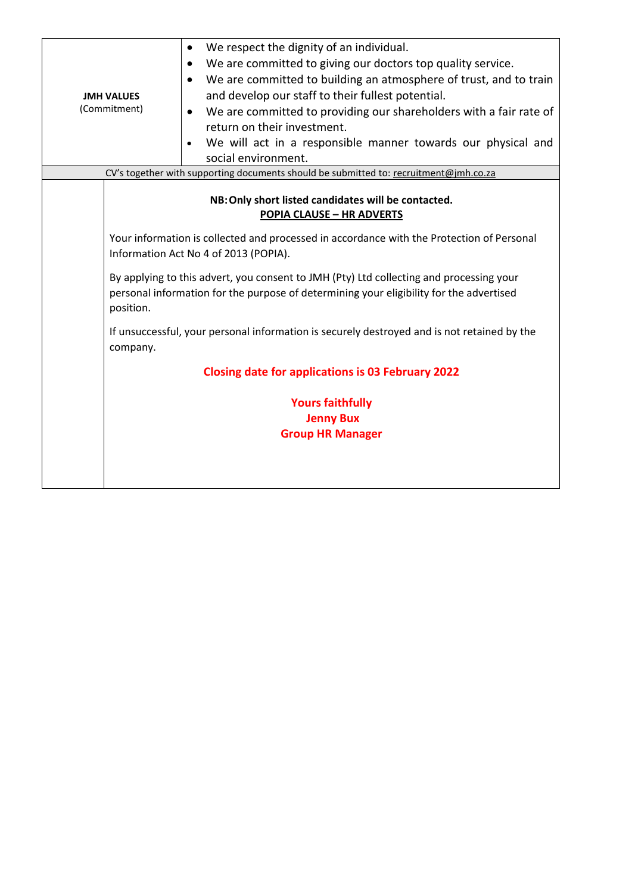| | |
|---|---|
| **JMH VALUES** (Commitment) | • We respect the dignity of an individual.<br>• We are committed to giving our doctors top quality service.<br>• We are committed to building an atmosphere of trust, and to train and develop our staff to their fullest potential.<br>• We are committed to providing our shareholders with a fair rate of return on their investment.<br>• We will act in a responsible manner towards our physical and social environment. |

CV's together with supporting documents should be submitted to: recruitment@jmh.co.za

**NB: Only short listed candidates will be contacted.**

**POPIA CLAUSE – HR ADVERTS**

Your information is collected and processed in accordance with the Protection of Personal Information Act No 4 of 2013 (POPIA).

By applying to this advert, you consent to JMH (Pty) Ltd collecting and processing your personal information for the purpose of determining your eligibility for the advertised position.

If unsuccessful, your personal information is securely destroyed and is not retained by the company.

**Closing date for applications is 03 February 2022**

**Yours faithfully**
**Jenny Bux**
**Group HR Manager**